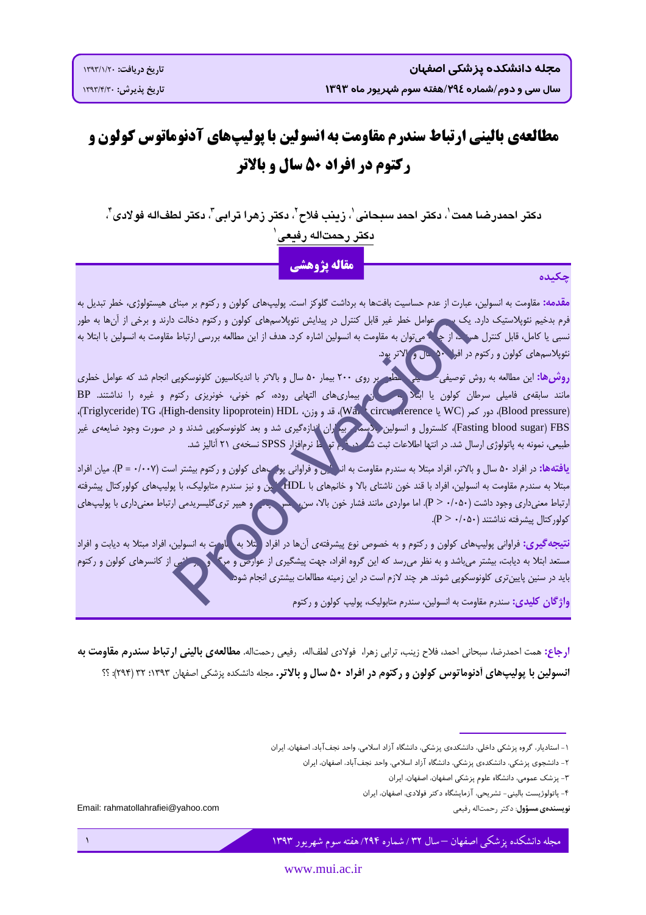**مجله دانشکده پزشکی اصفهان**
**سال سی و دوم/شماره ۲۹۴/هفته سوم شهریور ماه ۱۳۹۳**

تاریخ دریافت: ۱۳۹۳/۱/۲۰
تاریخ پذیرش: ۱۳۹۳/۴/۳۰

# مطالعه‌ی بالینی ارتباط سندرم مقاومت به انسولین با پولیپ‌های آدنوماتوس کولون و رکتوم در افراد ۵۰ سال و بالاتر

**دکتر احمدرضا همت[1]، دکتر احمد سبحانی[1]، زینب فلاح[2]، دکتر زهرا ترابی[3]، دکتر لطف‌اله فولادی[4]، دکتر رحمت‌اله رفیعی[1]**

**مقاله پژوهشی**

## چکیده

**مقدمه:** مقاومت به انسولین، عبارت از عدم حساسیت بافت‌ها به برداشت گلوکز است. پولیپ‌های کولون و رکتوم بر مبنای هیستولوژی، خطر تبدیل به فرم بدخیم نئوپلاستیک دارد. یک سری عوامل خطر غیر قابل کنترل در پیدایش نئوپلاسم‌های کولون و رکتوم دخالت دارند و برخی از آن‌ها به طور نسبی یا کامل، قابل کنترل هستند. از جمله می‌توان به مقاومت به انسولین اشاره کرد. هدف از این مطالعه بررسی ارتباط مقاومت به انسولین با ابتلا به نئوپلاسم‌های کولون و رکتوم در افراد ۵۰ سال و بالاتر بود.

**روش‌ها:** این مطالعه به روش توصیفی- تحلیلی مقطعی بر روی ۲۰۰ بیمار ۵۰ سال و بالاتر با اندیکاسیون کلونوسکوپی انجام شد که عوامل خطری مانند سابقه‌ی فامیلی سرطان کولون یا ابتلا به سایر بیماری‌های التهابی روده، کم خونی، خونریزی رکتوم و غیره را نداشتند. BP (Blood pressure)، دور کمر (WC یا Waist circumference)، قد و وزن، HDL (High-density lipoprotein)، TG (Triglyceride)، FBS (Fasting blood sugar)، کلسترول و انسولین پلاسمای بیماران اندازه‌گیری شد و بعد کلونوسکوپی شدند و در صورت وجود ضایعه‌ی غیر طبیعی، نمونه به پاتولوژی ارسال شد. در انتها اطلاعات ثبت شده در فرم توسط نرم‌افزار SPSS نسخه‌ی ۲۱ آنالیز شد.

**یافته‌ها:** در افراد ۵۰ سال و بالاتر، افراد مبتلا به سندرم مقاومت به انسولین و فراوانی پولیپ‌های کولون و رکتوم بیشتر است ($P = ۰/۰۰۷$). میان افراد مبتلا به سندرم مقاومت به انسولین، افراد با قند خون ناشتای بالا و خانم‌های با HDL پایین و نیز سندرم متابولیک، با پولیپ‌های کولورکتال پیشرفته ارتباط معنی‌داری وجود داشت ($P < ۰/۰۵۰$). اما مواردی مانند فشار خون بالا، سن، جنس، چاقی و هیپر تری‌گلیسریدمی ارتباط معنی‌داری با پولیپ‌های کولورکتال پیشرفته نداشتند ($P > ۰/۰۵۰$).

**نتیجه‌گیری:** فراوانی پولیپ‌های کولون و رکتوم و به خصوص نوع پیشرفته‌ی آن‌ها در افراد مبتلا به مقاومت به انسولین، افراد مبتلا به دیابت و افراد مستعد ابتلا به دیابت، بیشتر می‌باشد و به نظر می‌رسد که این گروه افراد، جهت پیشگیری از عوارض و مرگ و میر ناشی از کانسرهای کولون و رکتوم باید در سنین پایین‌تری کلونوسکوپی شوند. هر چند لازم است در این زمینه مطالعات بیشتری انجام شود.

**واژگان کلیدی:** سندرم مقاومت به انسولین، سندرم متابولیک، پولیپ کولون و رکتوم

---

**ارجاع:** همت احمدرضا، سبحانی احمد، فلاح زینب، ترابی زهرا، فولادی لطف‌اله، رفیعی رحمت‌اله. **مطالعه‌ی بالینی ارتباط سندرم مقاومت به انسولین با پولیپ‌های آدنوماتوس کولون و رکتوم در افراد ۵۰ سال و بالاتر.** مجله دانشکده پزشکی اصفهان ۱۳۹۳؛ ۳۲ (۲۹۴): ؟؟

---

۱- استادیار، گروه پزشکی داخلی، دانشکده‌ی پزشکی، دانشگاه آزاد اسلامی، واحد نجف‌آباد، اصفهان، ایران
۲- دانشجوی پزشکی، دانشکده‌ی پزشکی، دانشگاه آزاد اسلامی، واحد نجف‌آباد، اصفهان، ایران
۳- پزشک عمومی، دانشگاه علوم پزشکی اصفهان، اصفهان، ایران
۴- پاتولوژیست بالینی- تشریحی، آزمایشگاه دکتر فولادی، اصفهان، ایران

**نویسنده‌ی مسؤول:** دکتر رحمت‌اله رفیعی
Email: rahmatollahrafiei@yahoo.com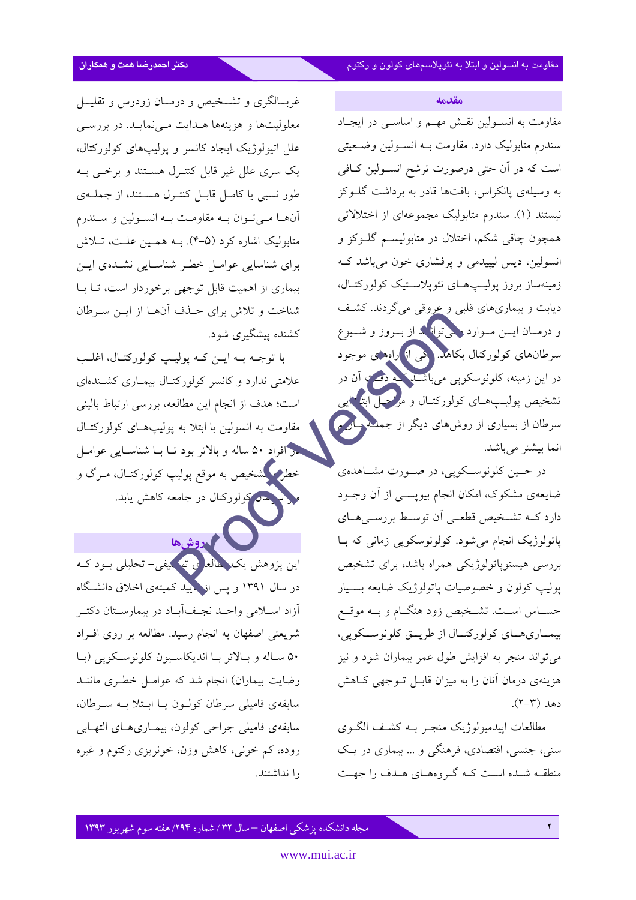## مقدمه

مقاومت به انسولین نقش مهم و اساسی در ایجاد سندرم متابولیک دارد. مقاومت به انسولین وضعیتی است که در آن حتی درصورت ترشح انسولین کافی به وسیله‌ی پانکراس، بافت‌ها قادر به برداشت گلوکز نیستند (۱). سندرم متابولیک مجموعه‌ای از اختلالاتی همچون چاقی شکم، اختلال در متابولیسم گلوکز و انسولین، دیس لیپیدمی و پرفشاری خون می‌باشد که زمینه‌ساز بروز پولیپ‌های نئوپلاستیک کولورکتال، دیابت و بیماری‌های قلبی و عروقی می‌گردند. کشف و درمان این موارد می‌تواند از بروز و شیوع سرطان‌های کولورکتال بکاهد. یکی از راه‌های موجود در این زمینه، کلونوسکوپی می‌باشد که دقت آن در تشخیص پولیپ‌های کولورکتال و مراحل ابتدایی سرطان از بسیاری از روش‌های دیگر از جمله باریم انما بیشتر می‌باشد.

در حین کلونوسکوپی، در صورت مشاهده‌ی ضایعه‌ی مشکوک، امکان انجام بیوپسی از آن وجود دارد که تشخیص قطعی آن توسط بررسی‌های پاتولوژیک انجام می‌شود. کلونوسکوپی زمانی که با بررسی هیستوپاتولوژیکی همراه باشد، برای تشخیص پولیپ کولون و خصوصیات پاتولوژیک ضایعه بسیار حساس است. تشخیص زود هنگام و به موقع بیماری‌های کولورکتال از طریق کلونوسکوپی، می‌تواند منجر به افزایش طول عمر بیماران شود و نیز هزینه‌ی درمان آنان را به میزان قابل توجهی کاهش دهد (۳-۲).

مطالعات اپیدمیولوژیک منجر به کشف الگوی سنی، جنسی، اقتصادی، فرهنگی و ... بیماری در یک منطقه شده است که گروه‌های هدف را جهت غربالگری و تشخیص و درمان زودرس و تقلیل معلولیت‌ها و هزینه‌ها هدایت می‌نماید. در بررسی علل اتیولوژیک ایجاد کانسر و پولیپ‌های کولورکتال، یک سری علل غیر قابل کنترل هستند و برخی به طور نسبی یا کامل قابل کنترل هستند، از جمله‌ی آن‌ها می‌توان به مقاومت به انسولین و سندرم متابولیک اشاره کرد (۵-۴). به همین علت، تلاش برای شناسایی عوامل خطر شناسایی نشده‌ی این بیماری از اهمیت قابل توجهی برخوردار است، تا با شناخت و تلاش برای حذف آن‌ها از این سرطان کشنده پیشگیری شود.

با توجه به این که پولیپ کولورکتال، اغلب علامتی ندارد و کانسر کولورکتال بیماری کشنده‌ای است؛ هدف از انجام این مطالعه، بررسی ارتباط بالینی مقاومت به انسولین با ابتلا به پولیپ‌های کولورکتال در افراد ۵۰ ساله و بالاتر بود تا با شناسایی عوامل خطر، تشخیص به موقع پولیپ کولورکتال، مرگ و میر سرطان کولورکتال در جامعه کاهش یابد.

## روش‌ها

این پژوهش یک مطالعه‌ی توصیفی- تحلیلی بود که در سال ۱۳۹۱ و پس از تأیید کمیته‌ی اخلاق دانشگاه آزاد اسلامی واحد نجف‌آباد در بیمارستان دکتر شریعتی اصفهان به انجام رسید. مطالعه بر روی افراد ۵۰ ساله و بالاتر با اندیکاسیون کلونوسکوپی (با رضایت بیماران) انجام شد که عوامل خطری مانند سابقه‌ی فامیلی سرطان کولون یا ابتلا به سرطان، سابقه‌ی فامیلی جراحی کولون، بیماری‌های التهابی روده، کم خونی، کاهش وزن، خونریزی رکتوم و غیره را نداشتند.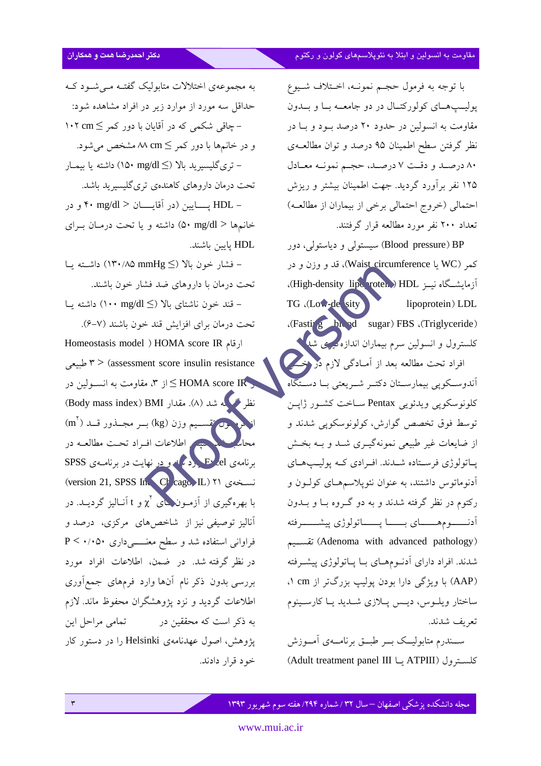با توجه به فرمول حجم نمونه، اختلاف شیوع پولیپ‌های کولورکتال در دو جامعه با و بدون مقاومت به انسولین در حدود ۲۰ درصد بود و با در نظر گرفتن سطح اطمینان ۹۵ درصد و توان مطالعه‌ی ۸۰ درصد و دقت ۷ درصد، حجم نمونه معادل ۱۲۵ نفر برآورد گردید. جهت اطمینان بیشتر و ریزش احتمالی (خروج احتمالی برخی از بیماران از مطالعه) تعداد ۲۰۰ نفر مورد مطالعه قرار گرفتند.

BP (Blood pressure) سیستولی و دیاستولی، دور کمر (WC یا Waist circumference)، قد و وزن و در آزمایشگاه نیز HDL (High-density lipoprotein)، LDL (Low-density lipoprotein)، TG (Triglyceride)، FBS (Fasting blood sugar)، کلسترول و انسولین سرم بیماران اندازه‌گیری شد.

افراد تحت مطالعه بعد از آمادگی لازم در بخش آندوسکوپی بیمارستان دکتر شریعتی با دستگاه کلونوسکوپی ویدئویی Pentax ساخت کشور ژاپن توسط فوق تخصص گوارش، کولونوسکوپی شدند و از ضایعات غیر طبیعی نمونه‌گیری شد و به بخش پاتولوژی فرستاده شدند. افرادی که پولیپ‌های آدنوماتوس داشتند، به عنوان نئوپلاسم‌های کولون و رکتوم در نظر گرفته شدند و به دو گروه با و بدون آدنوم‌های با پاتولوژی پیشرفته (Adenoma with advanced pathology) تقسیم شدند. افراد دارای آدنوم‌های با پاتولوژی پیشرفته (AAP) با ویژگی دارا بودن پولیپ بزرگ‌تر از ۱ cm، ساختار ویلوس، دیس پلازی شدید یا کارسینوم تعریف شدند.

سندرم متابولیک بر طبق برنامه‌ی آموزش کلسترول (ATPIII یا Adult treatment panel III) به مجموعه‌ی اختلالات متابولیک گفته می‌شود که حداقل سه مورد از موارد زیر در افراد مشاهده شود:

- چاقی شکمی که در آقایان با دور کمر ≤ ۱۰۲ cm و در خانم‌ها با دور کمر ≤ ۸۸ cm مشخص می‌شود.
- تری‌گلیسیرید بالا (≤ ۱۵۰ mg/dl) داشته یا بیمار تحت درمان داروهای کاهنده‌ی تری‌گلیسیرید باشد.
- HDL پایین (در آقایان > ۴۰ mg/dl و در خانم‌ها > ۵۰ mg/dl) داشته و یا تحت درمان برای HDL پایین باشند.
- فشار خون بالا (≤ ۱۳۰/۸۵ mmHg) داشته یا تحت درمان با داروهای ضد فشار خون باشند.
- قند خون ناشتای بالا (≤ ۱۰۰ mg/dl) داشته یا تحت درمان برای افزایش قند خون باشند (۷-۶).

ارقام HOMA score IR (Homeostasis model assessment score insulin resistance) > ۳ طبیعی و HOMA score IR ≤ از ۳، مقاومت به انسولین در نظر گرفته شد (۸). مقدار BMI (Body mass index) از فرمول تقسیم وزن (kg) بر مجذور قد ($m^2$) محاسبه شد. سپس اطلاعات افراد تحت مطالعه در برنامه‌ی Excel وارد شد و در نهایت در برنامه‌ی SPSS نسخه‌ی ۲۱ (version 21, SPSS Inc., Chicago, IL) با بهره‌گیری از آزمون‌های $\chi^2$ و t آنالیز گردید. در آنالیز توصیفی نیز از شاخص‌های مرکزی، درصد و فراوانی استفاده شد و سطح معنی‌داری P < ۰/۰۵۰ در نظر گرفته شد. در ضمن، اطلاعات افراد مورد بررسی بدون ذکر نام آن‌ها وارد فرم‌های جمع‌آوری اطلاعات گردید و نزد پژوهشگران محفوظ ماند. لازم به ذکر است که محققین در تمامی مراحل این پژوهش، اصول عهدنامه‌ی Helsinki را در دستور کار خود قرار دادند.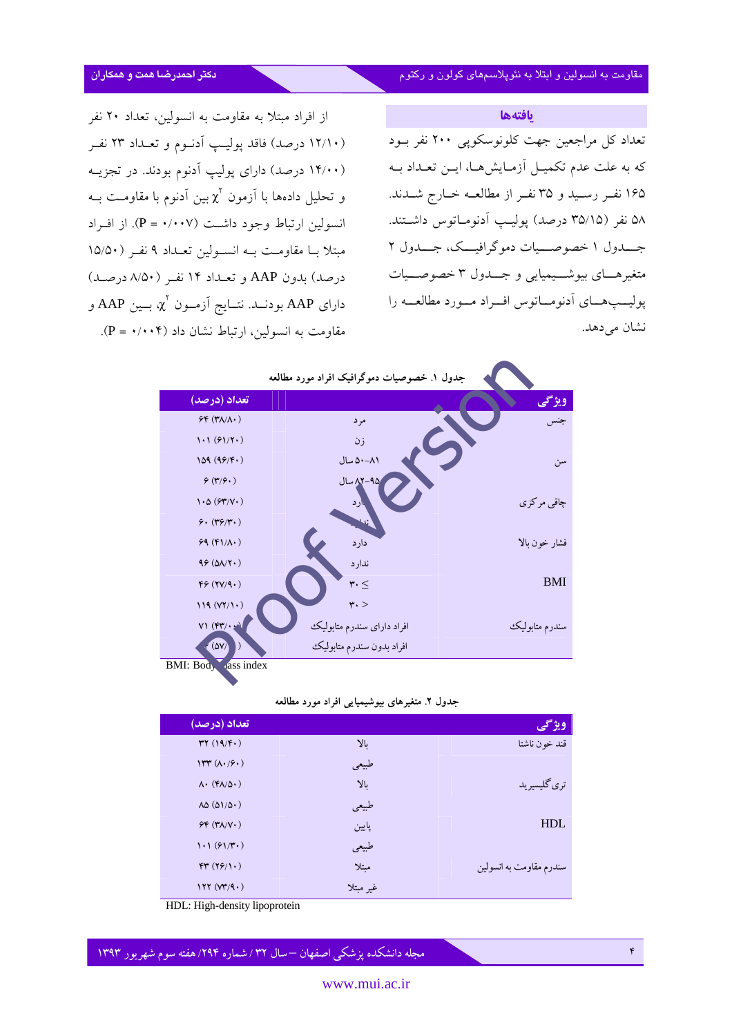## یافته‌ها

تعداد کل مراجعین جهت کلونوسکوپی ۲۰۰ نفر بود که به علت عدم تکمیل آزمایش‌ها، این تعداد به ۱۶۵ نفر رسید و ۳۵ نفر از مطالعه خارج شدند. ۵۸ نفر (۳۵/۱۵ درصد) پولیپ آدنوماتوس داشتند. جدول ۱ خصوصیات دموگرافیک، جدول ۲ متغیرهای بیوشیمیایی و جدول ۳ خصوصیات پولیپ‌های آدنوماتوس افراد مورد مطالعه را نشان می‌دهد.

از افراد مبتلا به مقاومت به انسولین، تعداد ۲۰ نفر (۱۲/۱۰ درصد) فاقد پولیپ آدنوم و تعداد ۲۳ نفر (۱۴/۰۰ درصد) دارای پولیپ آدنوم بودند. در تجزیه و تحلیل داده‌ها با آزمون $\chi^2$ بین آدنوم با مقاومت به انسولین ارتباط وجود داشت (P = ۰/۰۰۷). از افراد مبتلا با مقاومت به انسولین تعداد ۹ نفر (۱۵/۵۰ درصد) بدون AAP و تعداد ۱۴ نفر (۸/۵۰ درصد) دارای AAP بودند. نتایج آزمون $\chi^2$، بین AAP و مقاومت به انسولین، ارتباط نشان داد (P = ۰/۰۰۴).

**جدول ۱. خصوصیات دموگرافیک افراد مورد مطالعه**

| ویژگی | | تعداد (درصد) |
|---|---|---|
| جنس | مرد | ۶۴ (۳۸/۸۰) |
| | زن | ۱۰۱ (۶۱/۲۰) |
| سن | ۸۱-۵۰ سال | ۱۵۹ (۹۶/۴۰) |
| | ۹۵-۸۲ سال | ۶ (۳/۶۰) |
| چاقی مرکزی | دارد | ۱۰۵ (۶۳/۷۰) |
| | ندارد | ۶۰ (۳۶/۳۰) |
| فشار خون بالا | دارد | ۶۹ (۴۱/۸۰) |
| | ندارد | ۹۶ (۵۸/۲۰) |
| BMI | ۳۰ ≤ | ۴۶ (۲۷/۹۰) |
| | ۳۰ > | ۱۱۹ (۷۲/۱۰) |
| سندرم متابولیک | افراد دارای سندرم متابولیک | ۷۱ (۴۳/۰۰) |
| | افراد بدون سندرم متابولیک | ۹۴ (۵۷/۰۰) |

BMI: Body mass index

**جدول ۲. متغیرهای بیوشیمیایی افراد مورد مطالعه**

| ویژگی | | تعداد (درصد) |
|---|---|---|
| قند خون ناشتا | بالا | ۳۲ (۱۹/۴۰) |
| | طبیعی | ۱۳۳ (۸۰/۶۰) |
| تری گلیسیرید | بالا | ۸۰ (۴۸/۵۰) |
| | طبیعی | ۸۵ (۵۱/۵۰) |
| HDL | پایین | ۶۴ (۳۸/۷۰) |
| | طبیعی | ۱۰۱ (۶۱/۳۰) |
| سندرم مقاومت به انسولین | مبتلا | ۴۳ (۲۶/۱۰) |
| | غیر مبتلا | ۱۲۲ (۷۳/۹۰) |

HDL: High-density lipoprotein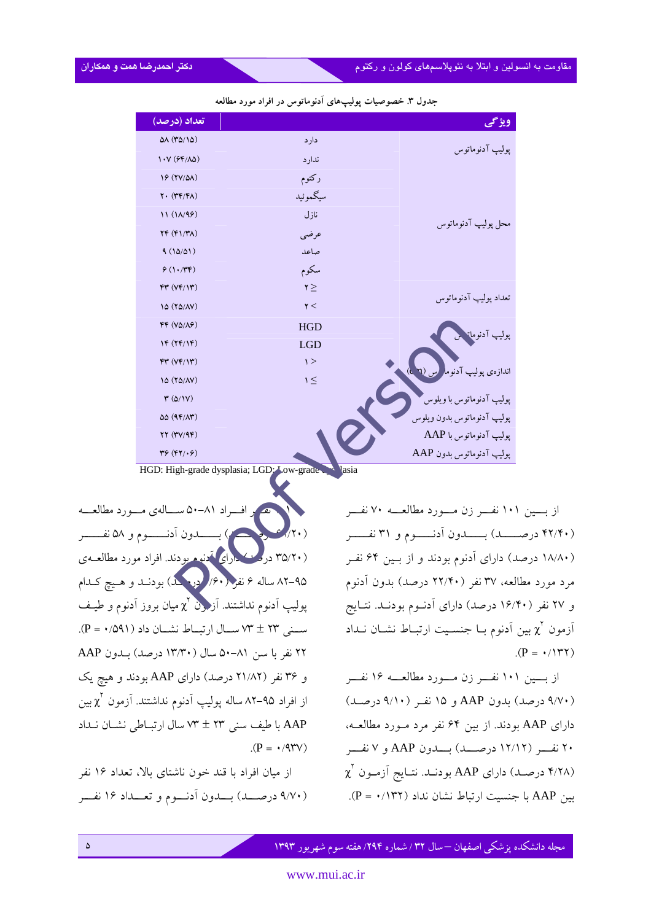جدول ۳. خصوصیات پولیپ‌های آدنوماتوس در افراد مورد مطالعه

| ویژگی | | تعداد (درصد) |
|---|---|---|
| پولیپ آدنوماتوس | دارد | ۵۸ (۳۵/۱۵) |
| | ندارد | ۱۰۷ (۶۴/۸۵) |
| محل پولیپ آدنوماتوس | رکتوم | ۱۶ (۲۷/۵۸) |
| | سیگموئید | ۲۰ (۳۴/۴۸) |
| | نازل | ۱۱ (۱۸/۹۶) |
| | عرضی | ۲۴ (۴۱/۳۸) |
| | صاعد | ۹ (۱۵/۵۱) |
| | سکوم | ۶ (۱۰/۳۴) |
| تعداد پولیپ آدنوماتوس | ۲ ≥ | ۴۳ (۷۴/۱۳) |
| | ۲ < | ۱۵ (۲۵/۸۷) |
| پولیپ آدنوماتوس | HGD | ۴۴ (۷۵/۸۶) |
| | LGD | ۱۴ (۲۴/۱۴) |
| اندازه‌ی پولیپ آدنوماتوس (cm) | ۱ > | ۴۳ (۷۴/۱۳) |
| | ۱ ≤ | ۱۵ (۲۵/۸۷) |
| پولیپ آدنوماتوس با ویلوس | | ۳ (۵/۱۷) |
| پولیپ آدنوماتوس بدون ویلوس | | ۵۵ (۹۴/۸۳) |
| پولیپ آدنوماتوس با AAP | | ۲۲ (۳۷/۹۴) |
| پولیپ آدنوماتوس بدون AAP | | ۳۶ (۶۲/۰۶) |

HGD: High-grade dysplasia; LGD: Low-grade dysplasia

از بین ۱۰۱ نفر زن مورد مطالعه ۷۰ نفر (۴۲/۴۰ درصد) بدون آدنوم و ۳۱ نفر (۱۸/۸۰ درصد) دارای آدنوم بودند و از بین ۶۴ نفر مرد مورد مطالعه، ۳۷ نفر (۲۲/۴۰ درصد) بدون آدنوم و ۲۷ نفر (۱۶/۴۰ درصد) دارای آدنوم بودند. نتایج آزمون $\chi^2$ بین آدنوم با جنسیت ارتباط نشان نداد (P = ۰/۱۳۲).

از بین ۱۰۱ نفر زن مورد مطالعه ۱۶ نفر (۹/۷۰ درصد) بدون AAP و ۱۵ نفر (۹/۱۰ درصد) دارای AAP بودند. از بین ۶۴ نفر مرد مورد مطالعه، ۲۰ نفر (۱۲/۱۲ درصد) بدون AAP و ۷ نفر (۴/۲۸ درصد) دارای AAP بودند. نتایج آزمون $\chi^2$ بین AAP با جنسیت ارتباط نشان نداد (P = ۰/۱۳۲).

۱۰۱ نفر افراد ۸۱-۵۰ ساله‌ی مورد مطالعه (۶۱/۲۰ درصد) بدون آدنوم و ۵۸ نفر (۳۵/۲۰ درصد) دارای آدنوم بودند. افراد مورد مطالعه‌ی ۹۵-۸۲ ساله ۶ نفر (۳/۶۰ درصد) بودند و هیچ کدام پولیپ آدنوم نداشتند. آزمون $\chi^2$ میان بروز آدنوم و طیف سنی ۲۳ ± ۷۳ سال ارتباط نشان داد (P = ۰/۵۹۱).

۲۲ نفر با سن ۸۱-۵۰ سال (۱۳/۳۰ درصد) بدون AAP و ۳۶ نفر (۲۱/۸۲ درصد) دارای AAP بودند و هیچ یک از افراد ۹۵-۸۲ ساله پولیپ آدنوم نداشتند. آزمون $\chi^2$ بین AAP با طیف سنی ۲۳ ± ۷۳ سال ارتباطی نشان نداد (P = ۰/۹۳۷).

از میان افراد با قند خون ناشتای بالا، تعداد ۱۶ نفر (۹/۷۰ درصد) بدون آدنوم و تعداد ۱۶ نفر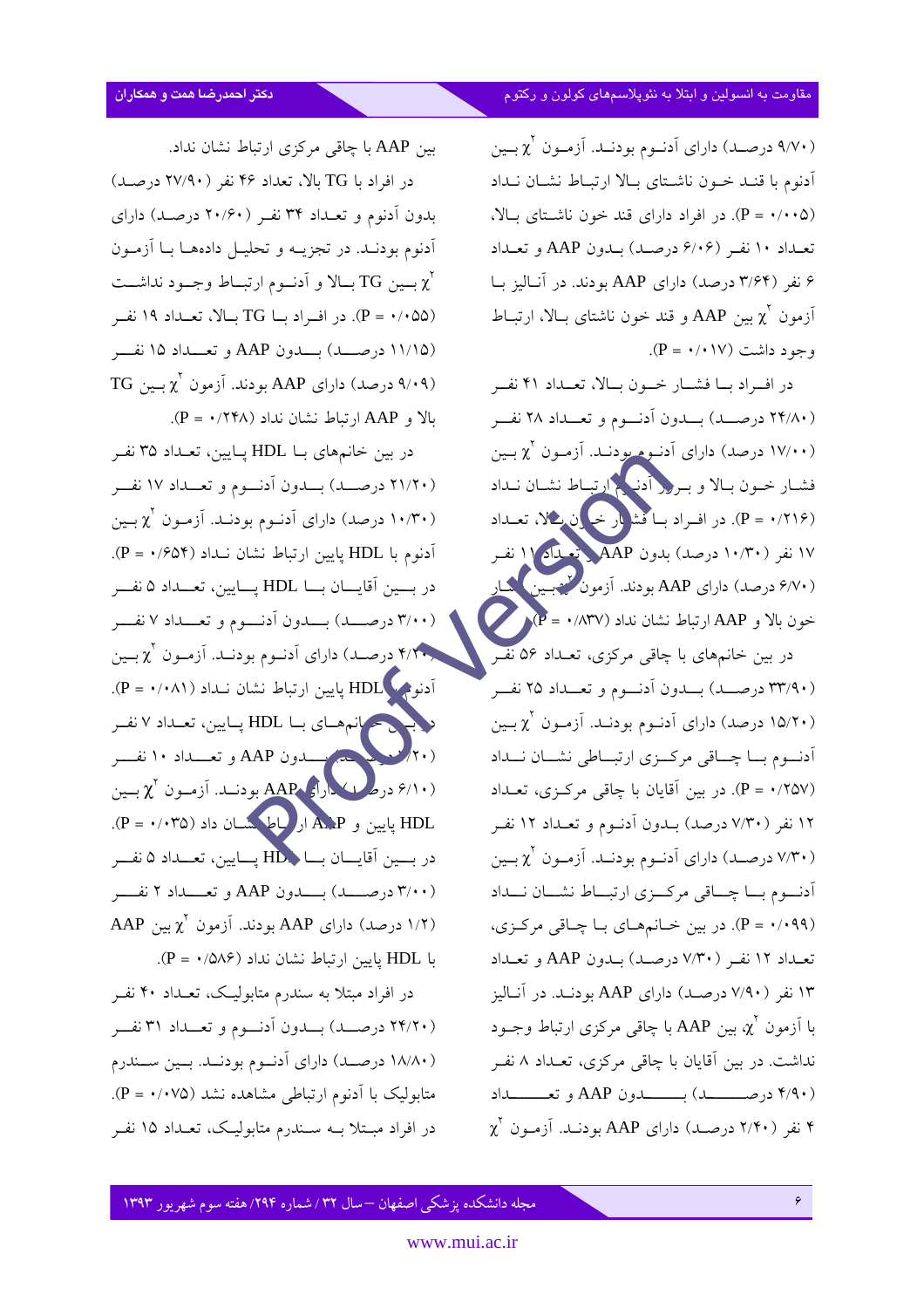(۹/۷۰ درصد) دارای آدنوم بودند. آزمون $\chi^2$ بین آدنوم با قند خون ناشتای بالا ارتباط نشان نداد (P = ۰/۰۰۵). در افراد دارای قند خون ناشتای بالا، تعداد ۱۰ نفر (۶/۰۶ درصد) بدون AAP و تعداد ۶ نفر (۳/۶۴ درصد) دارای AAP بودند. در آنالیز با آزمون $\chi^2$ بین AAP و قند خون ناشتای بالا، ارتباط وجود داشت (P = ۰/۰۱۷).

در افراد با فشار خون بالا، تعداد ۴۱ نفر (۲۴/۸۰ درصد) بدون آدنوم و تعداد ۲۸ نفر (۱۷/۰۰ درصد) دارای آدنوم بودند. آزمون $\chi^2$ بین فشار خون بالا و بروز آدنوم ارتباط نشان نداد (P = ۰/۲۱۶). در افراد با فشار خون بالا، تعداد ۱۷ نفر (۱۰/۳۰ درصد) بدون AAP و تعداد ۱۱ نفر (۶/۷۰ درصد) دارای AAP بودند. آزمون $\chi^2$ بین فشار خون بالا و AAP ارتباط نشان نداد (P = ۰/۸۳۷).

در بین خانم‌های با چاقی مرکزی، تعداد ۵۶ نفر (۳۳/۹۰ درصد) بدون آدنوم و تعداد ۲۵ نفر (۱۵/۲۰ درصد) دارای آدنوم بودند. آزمون $\chi^2$ بین آدنوم با چاقی مرکزی ارتباطی نشان نداد (P = ۰/۲۵۷). در بین آقایان با چاقی مرکزی، تعداد ۱۲ نفر (۷/۳۰ درصد) بدون آدنوم و تعداد ۱۲ نفر (۷/۳۰ درصد) دارای آدنوم بودند. آزمون $\chi^2$ بین آدنوم با چاقی مرکزی ارتباط نشان نداد (P = ۰/۰۹۹). در بین خانم‌های با چاقی مرکزی، تعداد ۱۲ نفر (۷/۳۰ درصد) بدون AAP و تعداد ۱۳ نفر (۷/۹۰ درصد) دارای AAP بودند. در آنالیز با آزمون $\chi^2$، بین AAP با چاقی مرکزی ارتباط وجود نداشت. در بین آقایان با چاقی مرکزی، تعداد ۸ نفر (۴/۹۰ درصد) بدون AAP و تعداد ۴ نفر (۲/۴۰ درصد) دارای AAP بودند. آزمون $\chi^2$ بین AAP با چاقی مرکزی ارتباط نشان نداد.

در افراد با TG بالا، تعداد ۴۶ نفر (۲۷/۹۰ درصد) بدون آدنوم و تعداد ۳۴ نفر (۲۰/۶۰ درصد) دارای آدنوم بودند. در تجزیه و تحلیل داده‌ها با آزمون $\chi^2$ بین TG بالا و آدنوم ارتباط وجود نداشت (P = ۰/۰۵۵). در افراد با TG بالا، تعداد ۱۹ نفر (۱۱/۱۵ درصد) بدون AAP و تعداد ۱۵ نفر (۹/۰۹ درصد) دارای AAP بودند. آزمون $\chi^2$ بین TG بالا و AAP ارتباط نشان نداد (P = ۰/۲۴۸).

در بین خانم‌های با HDL پایین، تعداد ۳۵ نفر (۲۱/۲۰ درصد) بدون آدنوم و تعداد ۱۷ نفر (۱۰/۳۰ درصد) دارای آدنوم بودند. آزمون $\chi^2$ بین آدنوم با HDL پایین ارتباط نشان نداد (P = ۰/۶۵۴). در بین آقایان با HDL پایین، تعداد ۵ نفر (۳/۰۰ درصد) بدون آدنوم و تعداد ۷ نفر (۴/۲۰ درصد) دارای آدنوم بودند. آزمون $\chi^2$ بین آدنوم با HDL پایین ارتباط نشان نداد (P = ۰/۰۸۱). در بین خانم‌های با HDL پایین، تعداد ۷ نفر (۴/۲۰ درصد) بدون AAP و تعداد ۱۰ نفر (۶/۱۰ درصد) دارای AAP بودند. آزمون $\chi^2$ بین HDL پایین و AAP ارتباط نشان داد (P = ۰/۰۳۵). در بین آقایان با HDL پایین، تعداد ۵ نفر (۳/۰۰ درصد) بدون AAP و تعداد ۲ نفر (۱/۲ درصد) دارای AAP بودند. آزمون $\chi^2$ بین AAP با HDL پایین ارتباط نشان نداد (P = ۰/۵۸۶).

در افراد مبتلا به سندرم متابولیک، تعداد ۴۰ نفر (۲۴/۲۰ درصد) بدون آدنوم و تعداد ۳۱ نفر (۱۸/۸۰ درصد) دارای آدنوم بودند. بین سندرم متابولیک با آدنوم ارتباطی مشاهده نشد (P = ۰/۰۷۵). در افراد مبتلا به سندرم متابولیک، تعداد ۱۵ نفر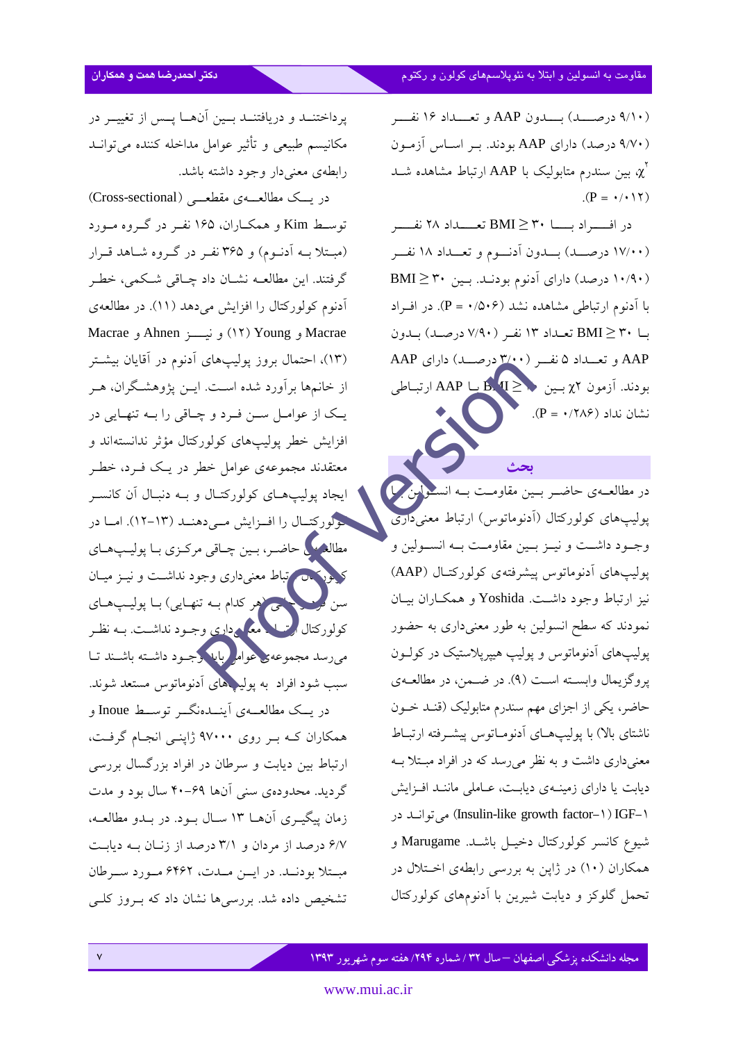(۹/۱۰ درصد) بدون AAP و تعداد ۱۶ نفر (۹/۷۰ درصد) دارای AAP بودند. بر اساس آزمون $\chi^2$ بین سندرم متابولیک با AAP ارتباط مشاهده شد (P = ۰/۰۱۲).

در افراد با BMI ≥ ۳۰ تعداد ۲۸ نفر (۱۷/۰۰ درصد) بدون آدنوم و تعداد ۱۸ نفر (۱۰/۹۰ درصد) دارای آدنوم بودند. بین BMI ≥ ۳۰ با آدنوم ارتباطی مشاهده نشد (P = ۰/۵۰۶). در افراد با BMI ≥ ۳۰ تعداد ۱۳ نفر (۷/۹۰ درصد) بدون AAP و تعداد ۵ نفر (۳/۰۰ درصد) دارای AAP بودند. آزمون $\chi^2$ بین BMI ≥ ۳۰ با AAP ارتباطی نشان نداد (P = ۰/۲۸۶).

## بحث

در مطالعه‌ی حاضر بین مقاومت به انسولین با پولیپ‌های کولورکتال (آدنوماتوس) ارتباط معنی‌داری وجود داشت و نیز بین مقاومت به انسولین و پولیپ‌های آدنوماتوس پیشرفته‌ی کولورکتال (AAP) نیز ارتباط وجود داشت. Yoshida و همکاران بیان نمودند که سطح انسولین به طور معنی‌داری به حضور پولیپ‌های آدنوماتوس و پولیپ هیپرپلاستیک در کولون پروگزیمال وابسته است (۹). در ضمن، در مطالعه‌ی حاضر، یکی از اجزای مهم سندرم متابولیک (قند خون ناشتای بالا) با پولیپ‌های آدنوماتوس پیشرفته ارتباط معنی‌داری داشت و به نظر می‌رسد که در افراد مبتلا به دیابت یا دارای زمینه‌ی دیابت، عاملی مانند افزایش IGF-۱ (Insulin-like growth factor-۱) می‌تواند در شیوع کانسر کولورکتال دخیل باشد. Marugame و همکاران (۱۰) در ژاپن به بررسی رابطه‌ی اختلال در تحمل گلوکز و دیابت شیرین با آدنوم‌های کولورکتال پرداختند و دریافتند بین آن‌ها پس از تغییر در مکانیسم طبیعی و تأثیر عوامل مداخله کننده می‌تواند رابطه‌ی معنی‌دار وجود داشته باشد.

در یک مطالعه‌ی مقطعی (Cross-sectional) توسط Kim و همکاران، ۱۶۵ نفر در گروه مورد (مبتلا به آدنوم) و ۳۶۵ نفر در گروه شاهد قرار گرفتند. این مطالعه نشان داد چاقی شکمی، خطر آدنوم کولورکتال را افزایش می‌دهد (۱۱). در مطالعه‌ی Macrae و Young (۱۲) و نیز Ahnen و Macrae (۱۳)، احتمال بروز پولیپ‌های آدنوم در آقایان بیشتر از خانم‌ها برآورد شده است. این پژوهشگران، هر یک از عوامل سن فرد و چاقی را به تنهایی در افزایش خطر پولیپ‌های کولورکتال مؤثر ندانسته‌اند و معتقدند مجموعه‌ی عوامل خطر در یک فرد، خطر ایجاد پولیپ‌های کولورکتال و به دنبال آن کانسر کولورکتال را افزایش می‌دهند (۱۳-۱۲). اما در مطالعه‌ی حاضر، بین چاقی مرکزی با پولیپ‌های کولورکتال ارتباط معنی‌داری وجود نداشت و نیز میان سن فرد و چاقی (هر کدام به تنهایی) با پولیپ‌های کولورکتال ارتباط معنی‌داری وجود نداشت. به نظر می‌رسد مجموعه‌ی عوامل باید وجود داشته باشند تا سبب شود افراد به پولیپ‌های آدنوماتوس مستعد شوند.

در یک مطالعه‌ی آینده‌نگر توسط Inoue و همکاران که بر روی ۹۷۰۰۰ ژاپنی انجام گرفت، ارتباط بین دیابت و سرطان در افراد بزرگسال بررسی گردید. محدوده‌ی سنی آن‌ها ۶۹-۴۰ سال بود و مدت زمان پیگیری آن‌ها ۱۳ سال بود. در بدو مطالعه، ۶/۷ درصد از مردان و ۳/۱ درصد از زنان به دیابت مبتلا بودند. در این مدت، ۶۴۶۲ مورد سرطان تشخیص داده شد. بررسی‌ها نشان داد که بروز کلی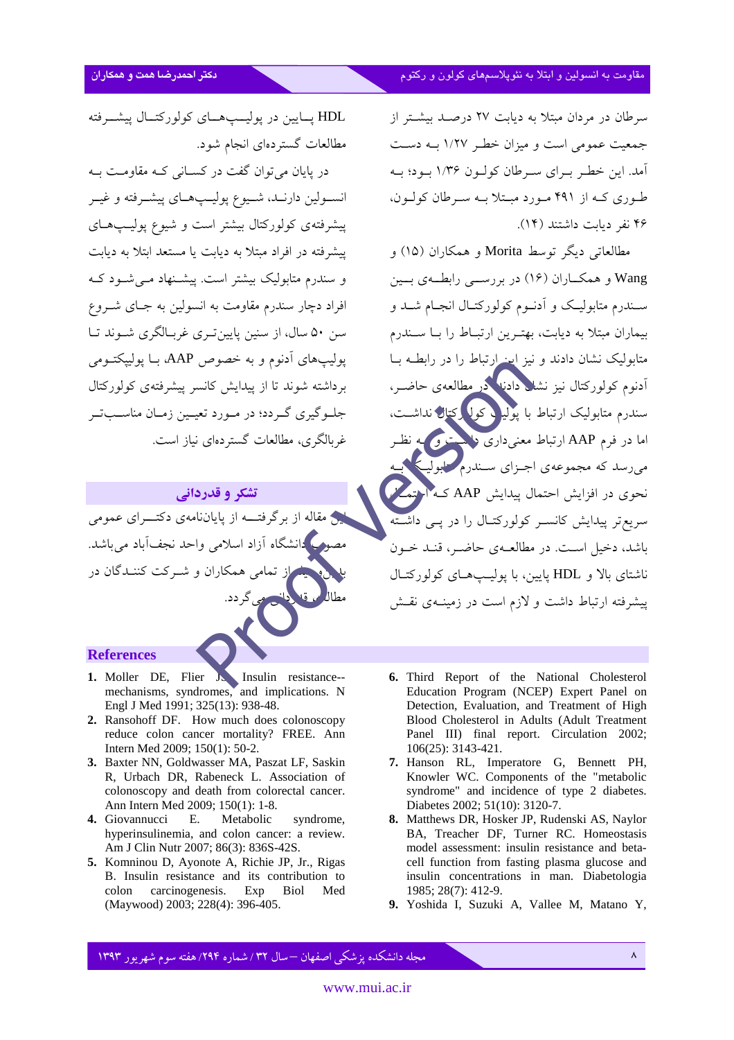سرطان در مردان مبتلا به دیابت ۲۷ درصد بیشتر از جمعیت عمومی است و میزان خطر ۱/۲۷ به دست آمد. این خطر برای سرطان کولون ۱/۳۶ بود؛ به طوری که از ۴۹۱ مورد مبتلا به سرطان کولون، ۴۶ نفر دیابت داشتند (۱۴).

مطالعاتی دیگر توسط Morita و همکاران (۱۵) و Wang و همکاران (۱۶) در بررسی رابطه‌ی بین سندرم متابولیک و آدنوم کولورکتال انجام شد و بیماران مبتلا به دیابت، بهترین ارتباط را با سندرم متابولیک نشان دادند و نیز این ارتباط را در رابطه با آدنوم کولورکتال نیز نشان دادند. در مطالعه‌ی حاضر، سندرم متابولیک ارتباط با پولیپ کولورکتال نداشت، اما در فرم AAP ارتباط معنی‌داری داشت و به نظر می‌رسد که مجموعه‌ی اجزای سندرم متابولیک به نحوی در افزایش احتمال پیدایش AAP که احتمال سریع‌تر پیدایش کانسر کولورکتال را در پی داشته باشد، دخیل است. در مطالعه‌ی حاضر، قند خون ناشتای بالا و HDL پایین، با پولیپ‌های کولورکتال پیشرفته ارتباط داشت و لازم است در زمینه‌ی نقش HDL پایین در پولیپ‌های کولورکتال پیشرفته مطالعات گسترده‌ای انجام شود.

در پایان می‌توان گفت در کسانی که مقاومت به انسولین دارند، شیوع پولیپ‌های پیشرفته و غیر پیشرفته‌ی کولورکتال بیشتر است و شیوع پولیپ‌های پیشرفته در افراد مبتلا به دیابت یا مستعد ابتلا به دیابت و سندرم متابولیک بیشتر است. پیشنهاد می‌شود که افراد دچار سندرم مقاومت به انسولین به جای شروع سن ۵۰ سال، از سنین پایین‌تری غربالگری شوند تا پولیپ‌های آدنوم و به خصوص AAP، با پولیپکتومی برداشته شوند تا از پیدایش کانسر پیشرفته‌ی کولورکتال جلوگیری گردد؛ در مورد تعیین زمان مناسب‌تر غربالگری، مطالعات گسترده‌ای نیاز است.

## تشکر و قدردانی

این مقاله از برگرفته از پایان‌نامه‌ی دکترای عمومی مصوب دانشگاه آزاد اسلامی واحد نجف‌آباد می‌باشد. بدین وسیله از تمامی همکاران و شرکت کنندگان در مطالعه قدردانی می‌گردد.

## References

1. Moller DE, Flier JS. Insulin resistance--mechanisms, syndromes, and implications. N Engl J Med 1991; 325(13): 938-48.
2. Ransohoff DF. How much does colonoscopy reduce colon cancer mortality? FREE. Ann Intern Med 2009; 150(1): 50-2.
3. Baxter NN, Goldwasser MA, Paszat LF, Saskin R, Urbach DR, Rabeneck L. Association of colonoscopy and death from colorectal cancer. Ann Intern Med 2009; 150(1): 1-8.
4. Giovannucci E. Metabolic syndrome, hyperinsulinemia, and colon cancer: a review. Am J Clin Nutr 2007; 86(3): 836S-42S.
5. Komninou D, Ayonote A, Richie JP, Jr., Rigas B. Insulin resistance and its contribution to colon carcinogenesis. Exp Biol Med (Maywood) 2003; 228(4): 396-405.
6. Third Report of the National Cholesterol Education Program (NCEP) Expert Panel on Detection, Evaluation, and Treatment of High Blood Cholesterol in Adults (Adult Treatment Panel III) final report. Circulation 2002; 106(25): 3143-421.
7. Hanson RL, Imperatore G, Bennett PH, Knowler WC. Components of the "metabolic syndrome" and incidence of type 2 diabetes. Diabetes 2002; 51(10): 3120-7.
8. Matthews DR, Hosker JP, Rudenski AS, Naylor BA, Treacher DF, Turner RC. Homeostasis model assessment: insulin resistance and beta-cell function from fasting plasma glucose and insulin concentrations in man. Diabetologia 1985; 28(7): 412-9.
9. Yoshida I, Suzuki A, Vallee M, Matano Y,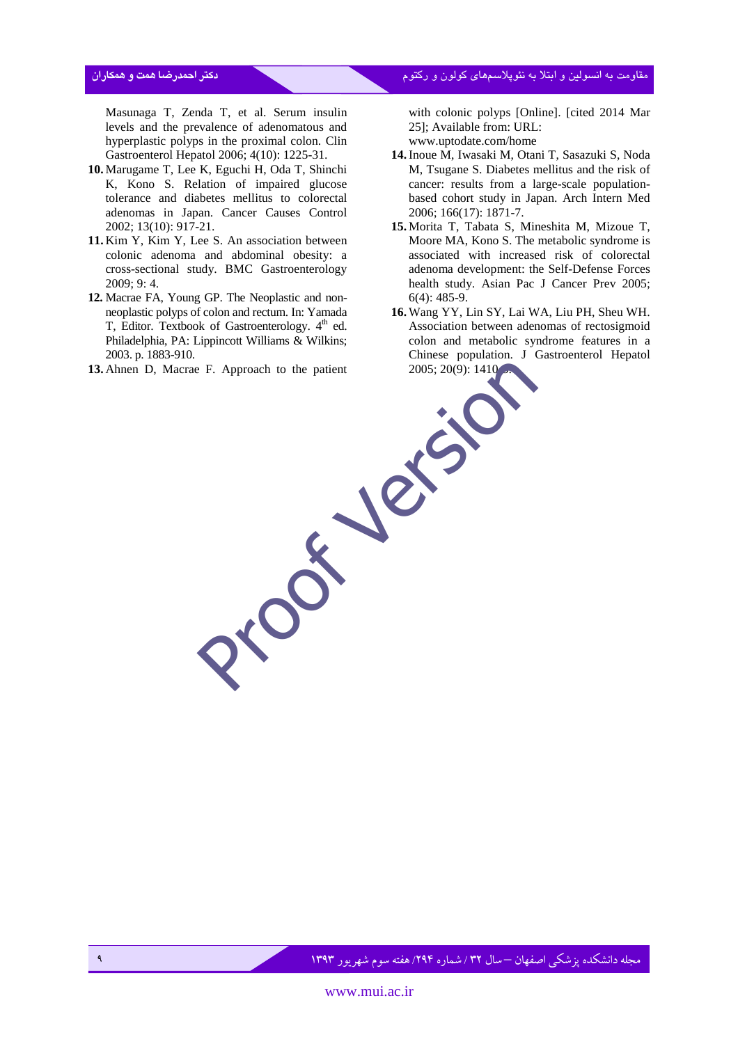Masunaga T, Zenda T, et al. Serum insulin levels and the prevalence of adenomatous and hyperplastic polyps in the proximal colon. Clin Gastroenterol Hepatol 2006; 4(10): 1225-31.

10. Marugame T, Lee K, Eguchi H, Oda T, Shinchi K, Kono S. Relation of impaired glucose tolerance and diabetes mellitus to colorectal adenomas in Japan. Cancer Causes Control 2002; 13(10): 917-21.
11. Kim Y, Kim Y, Lee S. An association between colonic adenoma and abdominal obesity: a cross-sectional study. BMC Gastroenterology 2009; 9: 4.
12. Macrae FA, Young GP. The Neoplastic and non-neoplastic polyps of colon and rectum. In: Yamada T, Editor. Textbook of Gastroenterology. 4th ed. Philadelphia, PA: Lippincott Williams & Wilkins; 2003. p. 1883-910.
13. Ahnen D, Macrae F. Approach to the patient with colonic polyps [Online]. [cited 2014 Mar 25]; Available from: URL: www.uptodate.com/home
14. Inoue M, Iwasaki M, Otani T, Sasazuki S, Noda M, Tsugane S. Diabetes mellitus and the risk of cancer: results from a large-scale population-based cohort study in Japan. Arch Intern Med 2006; 166(17): 1871-7.
15. Morita T, Tabata S, Mineshita M, Mizoue T, Moore MA, Kono S. The metabolic syndrome is associated with increased risk of colorectal adenoma development: the Self-Defense Forces health study. Asian Pac J Cancer Prev 2005; 6(4): 485-9.
16. Wang YY, Lin SY, Lai WA, Liu PH, Sheu WH. Association between adenomas of rectosigmoid colon and metabolic syndrome features in a Chinese population. J Gastroenterol Hepatol 2005; 20(9): 1410-5.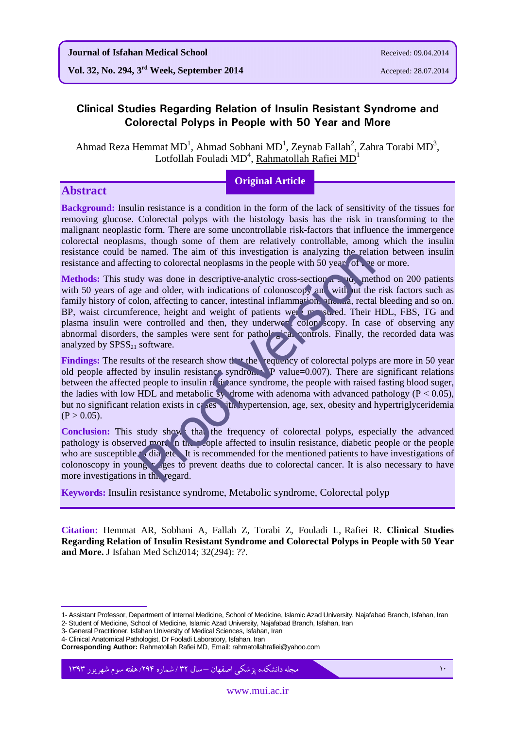Journal of Isfahan Medical School

Vol. 32, No. 294, 3rd Week, September 2014

Received: 09.04.2014

Accepted: 28.07.2014

# Clinical Studies Regarding Relation of Insulin Resistant Syndrome and Colorectal Polyps in People with 50 Year and More

Ahmad Reza Hemmat MD[1], Ahmad Sobhani MD[1], Zeynab Fallah[2], Zahra Torabi MD[3], Lotfollah Fouladi MD[4], Rahmatollah Rafiei MD[1]

**Original Article**

## Abstract

**Background:** Insulin resistance is a condition in the form of the lack of sensitivity of the tissues for removing glucose. Colorectal polyps with the histology basis has the risk in transforming to the malignant neoplastic form. There are some uncontrollable risk-factors that influence the immergence colorectal neoplasms, though some of them are relatively controllable, among which the insulin resistance could be named. The aim of this investigation is analyzing the relation between insulin resistance and affecting to colorectal neoplasms in the people with 50 years of age or more.

**Methods:** This study was done in descriptive-analytic cross-sectional study method on 200 patients with 50 years of age and older, with indications of colonoscopy and without the risk factors such as family history of colon, affecting to cancer, intestinal inflammation, anemia, rectal bleeding and so on. BP, waist circumference, height and weight of patients were measured. Their HDL, FBS, TG and plasma insulin were controlled and then, they underwent colonoscopy. In case of observing any abnormal disorders, the samples were sent for pathological controls. Finally, the recorded data was analyzed by $SPSS_{21}$ software.

**Findings:** The results of the research show that the frequency of colorectal polyps are more in 50 year old people affected by insulin resistance syndrome (P value=0.007). There are significant relations between the affected people to insulin resistance syndrome, the people with raised fasting blood suger, the ladies with low HDL and metabolic syndrome with adenoma with advanced pathology ($P < 0.05$), but no significant relation exists in cases with hypertension, age, sex, obesity and hypertriglyceridemia ($P > 0.05$).

**Conclusion:** This study shows that the frequency of colorectal polyps, especially the advanced pathology is observed more in the people affected to insulin resistance, diabetic people or the people who are susceptible to diabetes. It is recommended for the mentioned patients to have investigations of colonoscopy in younger ages to prevent deaths due to colorectal cancer. It is also necessary to have more investigations in this regard.

**Keywords:** Insulin resistance syndrome, Metabolic syndrome, Colorectal polyp

**Citation:** Hemmat AR, Sobhani A, Fallah Z, Torabi Z, Fouladi L, Rafiei R. **Clinical Studies Regarding Relation of Insulin Resistant Syndrome and Colorectal Polyps in People with 50 Year and More.** J Isfahan Med Sch2014; 32(294): ??.

1- Assistant Professor, Department of Internal Medicine, School of Medicine, Islamic Azad University, Najafabad Branch, Isfahan, Iran
2- Student of Medicine, School of Medicine, Islamic Azad University, Najafabad Branch, Isfahan, Iran
3- General Practitioner, Isfahan University of Medical Sciences, Isfahan, Iran
4- Clinical Anatomical Pathologist, Dr Fooladi Laboratory, Isfahan, Iran
**Corresponding Author:** Rahmatollah Rafiei MD, Email: rahmatollahrafiei@yahoo.com